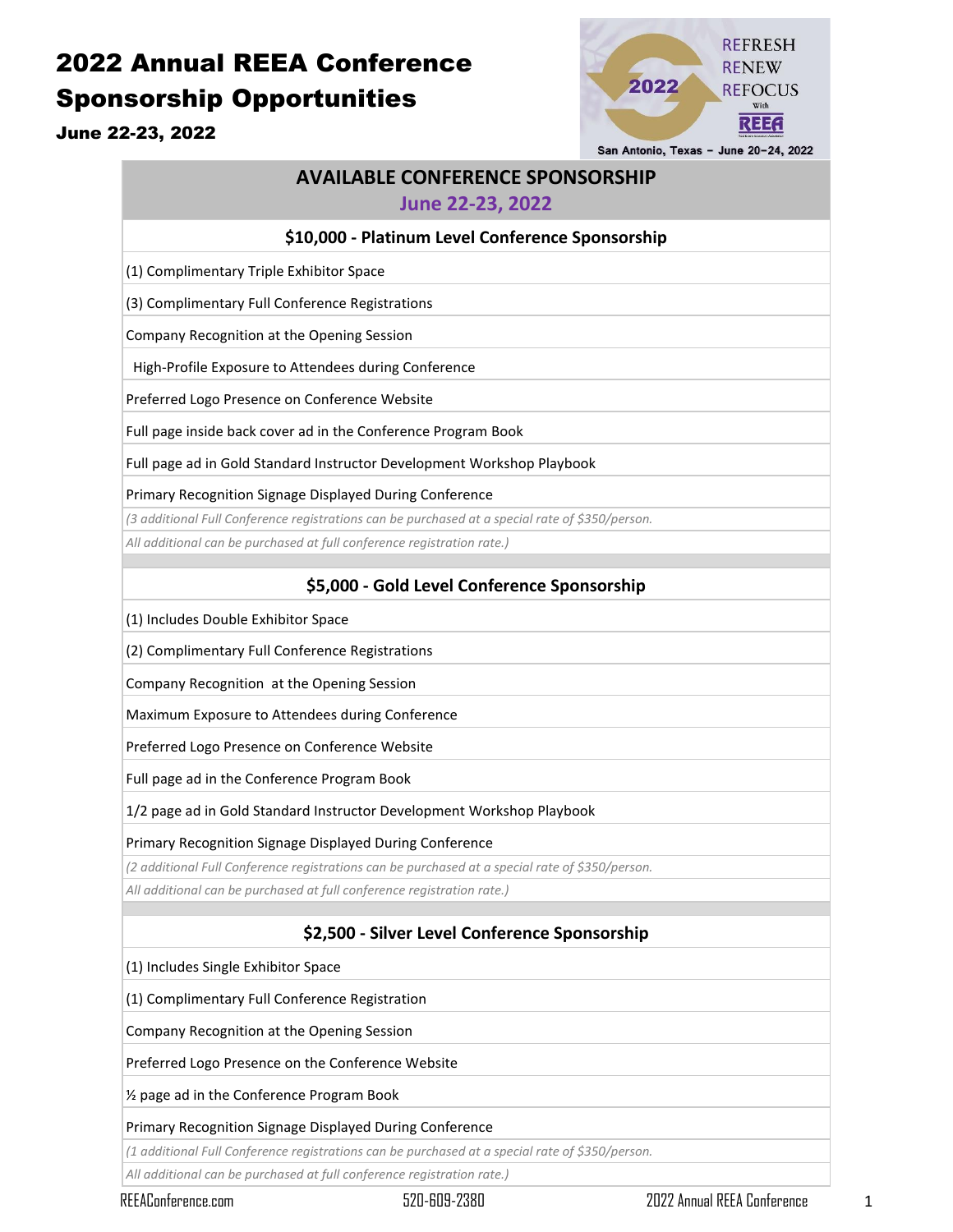# 2022 Annual REEA Conference Sponsorship Opportunities

**June 22-23, 2022**

REFRESH
RENEW
REFOCUS
With
REEA

San Antonio, Texas – June 20–24, 2022

## AVAILABLE CONFERENCE SPONSORSHIP

**June 22-23, 2022**

### $10,000 - Platinum Level Conference Sponsorship

- (1) Complimentary Triple Exhibitor Space
- (3) Complimentary Full Conference Registrations
- Company Recognition at the Opening Session
- High-Profile Exposure to Attendees during Conference
- Preferred Logo Presence on Conference Website
- Full page inside back cover ad in the Conference Program Book
- Full page ad in Gold Standard Instructor Development Workshop Playbook
- Primary Recognition Signage Displayed During Conference

*(3 additional Full Conference registrations can be purchased at a special rate of $350/person.*
*All additional can be purchased at full conference registration rate.)*

### $5,000 - Gold Level Conference Sponsorship

- (1) Includes Double Exhibitor Space
- (2) Complimentary Full Conference Registrations
- Company Recognition at the Opening Session
- Maximum Exposure to Attendees during Conference
- Preferred Logo Presence on Conference Website
- Full page ad in the Conference Program Book
- 1/2 page ad in Gold Standard Instructor Development Workshop Playbook
- Primary Recognition Signage Displayed During Conference

*(2 additional Full Conference registrations can be purchased at a special rate of $350/person.*
*All additional can be purchased at full conference registration rate.)*

### $2,500 - Silver Level Conference Sponsorship

- (1) Includes Single Exhibitor Space
- (1) Complimentary Full Conference Registration
- Company Recognition at the Opening Session
- Preferred Logo Presence on the Conference Website
- ½ page ad in the Conference Program Book
- Primary Recognition Signage Displayed During Conference

*(1 additional Full Conference registrations can be purchased at a special rate of $350/person.*
*All additional can be purchased at full conference registration rate.)*

REEAConference.com | 520-609-2380 | 2022 Annual REEA Conference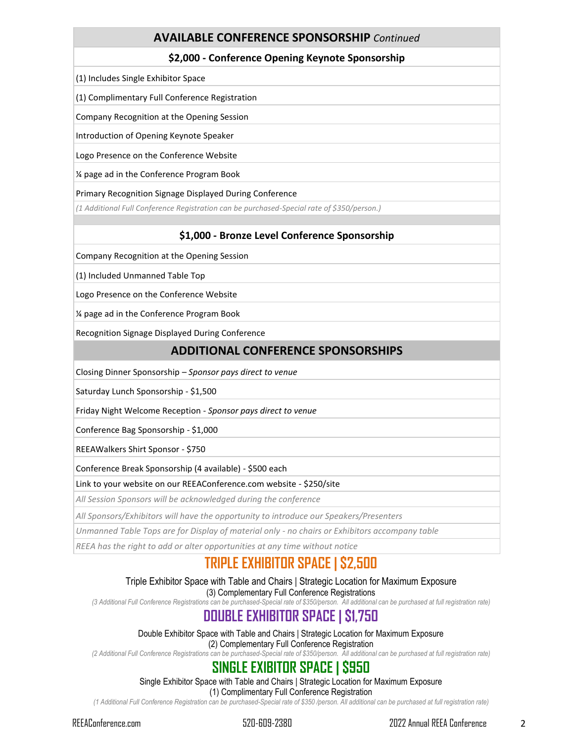## AVAILABLE CONFERENCE SPONSORSHIP *Continued*

### $2,000 - Conference Opening Keynote Sponsorship

(1) Includes Single Exhibitor Space

(1) Complimentary Full Conference Registration

Company Recognition at the Opening Session

Introduction of Opening Keynote Speaker

Logo Presence on the Conference Website

¼ page ad in the Conference Program Book

Primary Recognition Signage Displayed During Conference

*(1 Additional Full Conference Registration can be purchased-Special rate of $350/person.)*

### $1,000 - Bronze Level Conference Sponsorship

Company Recognition at the Opening Session

(1) Included Unmanned Table Top

Logo Presence on the Conference Website

¼ page ad in the Conference Program Book

Recognition Signage Displayed During Conference

## ADDITIONAL CONFERENCE SPONSORSHIPS

Closing Dinner Sponsorship – *Sponsor pays direct to venue*

Saturday Lunch Sponsorship - $1,500

Friday Night Welcome Reception - *Sponsor pays direct to venue*

Conference Bag Sponsorship - $1,000

REEAWalkers Shirt Sponsor - $750

Conference Break Sponsorship (4 available) - $500 each

Link to your website on our REEAConference.com website - $250/site

*All Session Sponsors will be acknowledged during the conference*

*All Sponsors/Exhibitors will have the opportunity to introduce our Speakers/Presenters*

*Unmanned Table Tops are for Display of material only - no chairs or Exhibitors accompany table*

*REEA has the right to add or alter opportunities at any time without notice*

## TRIPLE EXHIBITOR SPACE | $2,500

Triple Exhibitor Space with Table and Chairs | Strategic Location for Maximum Exposure

(3) Complementary Full Conference Registrations

*(3 Additional Full Conference Registrations can be purchased-Special rate of $350/person. All additional can be purchased at full registration rate)*

## DOUBLE EXHIBITOR SPACE | $1,750

Double Exhibitor Space with Table and Chairs | Strategic Location for Maximum Exposure

(2) Complementary Full Conference Registration

*(2 Additional Full Conference Registrations can be purchased-Special rate of $350/person. All additional can be purchased at full registration rate)*

## SINGLE EXIBITOR SPACE | $950

Single Exhibitor Space with Table and Chairs | Strategic Location for Maximum Exposure

(1) Complimentary Full Conference Registration

*(1 Additional Full Conference Registration can be purchased-Special rate of $350 /person. All additional can be purchased at full registration rate)*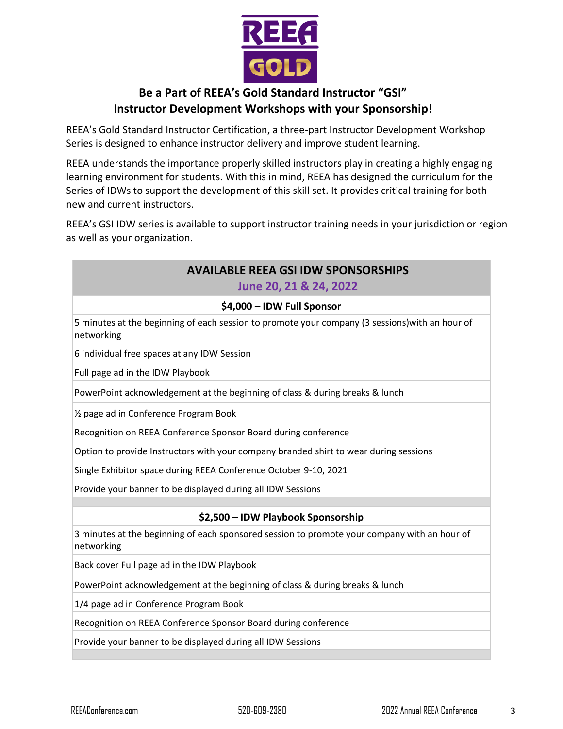## Be a Part of REEA's Gold Standard Instructor "GSI" Instructor Development Workshops with your Sponsorship!

REEA's Gold Standard Instructor Certification, a three-part Instructor Development Workshop Series is designed to enhance instructor delivery and improve student learning.

REEA understands the importance properly skilled instructors play in creating a highly engaging learning environment for students. With this in mind, REEA has designed the curriculum for the Series of IDWs to support the development of this skill set. It provides critical training for both new and current instructors.

REEA's GSI IDW series is available to support instructor training needs in your jurisdiction or region as well as your organization.

| AVAILABLE REEA GSI IDW SPONSORSHIPS<br>June 20, 21 & 24, 2022 |
|---|
| **$4,000 – IDW Full Sponsor** |
| 5 minutes at the beginning of each session to promote your company (3 sessions)with an hour of networking |
| 6 individual free spaces at any IDW Session |
| Full page ad in the IDW Playbook |
| PowerPoint acknowledgement at the beginning of class & during breaks & lunch |
| ½ page ad in Conference Program Book |
| Recognition on REEA Conference Sponsor Board during conference |
| Option to provide Instructors with your company branded shirt to wear during sessions |
| Single Exhibitor space during REEA Conference October 9-10, 2021 |
| Provide your banner to be displayed during all IDW Sessions |
| |
| **$2,500 – IDW Playbook Sponsorship** |
| 3 minutes at the beginning of each sponsored session to promote your company with an hour of networking |
| Back cover Full page ad in the IDW Playbook |
| PowerPoint acknowledgement at the beginning of class & during breaks & lunch |
| 1/4 page ad in Conference Program Book |
| Recognition on REEA Conference Sponsor Board during conference |
| Provide your banner to be displayed during all IDW Sessions |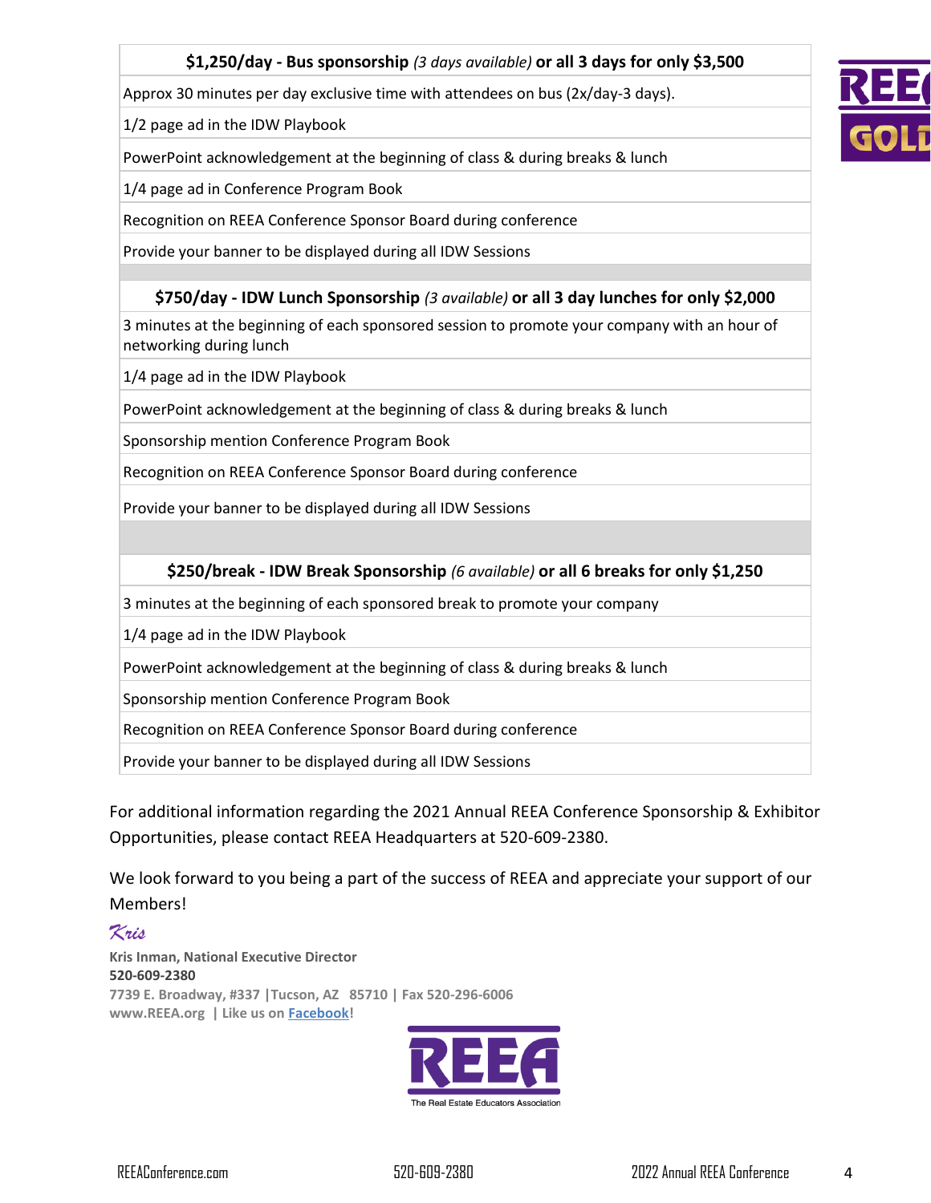| **$1,250/day - Bus sponsorship** *(3 days available)* **or all 3 days for only $3,500** |
| --- |
| Approx 30 minutes per day exclusive time with attendees on bus (2x/day-3 days). |
| 1/2 page ad in the IDW Playbook |
| PowerPoint acknowledgement at the beginning of class & during breaks & lunch |
| 1/4 page ad in Conference Program Book |
| Recognition on REEA Conference Sponsor Board during conference |
| Provide your banner to be displayed during all IDW Sessions |
| |
| **$750/day - IDW Lunch Sponsorship** *(3 available)* **or all 3 day lunches for only $2,000** |
| 3 minutes at the beginning of each sponsored session to promote your company with an hour of networking during lunch |
| 1/4 page ad in the IDW Playbook |
| PowerPoint acknowledgement at the beginning of class & during breaks & lunch |
| Sponsorship mention Conference Program Book |
| Recognition on REEA Conference Sponsor Board during conference |
| Provide your banner to be displayed during all IDW Sessions |
| |
| **$250/break - IDW Break Sponsorship** *(6 available)* **or all 6 breaks for only $1,250** |
| 3 minutes at the beginning of each sponsored break to promote your company |
| 1/4 page ad in the IDW Playbook |
| PowerPoint acknowledgement at the beginning of class & during breaks & lunch |
| Sponsorship mention Conference Program Book |
| Recognition on REEA Conference Sponsor Board during conference |
| Provide your banner to be displayed during all IDW Sessions |

For additional information regarding the 2021 Annual REEA Conference Sponsorship & Exhibitor Opportunities, please contact REEA Headquarters at 520-609-2380.

We look forward to you being a part of the success of REEA and appreciate your support of our Members!

*Kris*

**Kris Inman, National Executive Director**
**520-609-2380**
**7739 E. Broadway, #337 |Tucson, AZ 85710 | Fax 520-296-6006**
**www.REEA.org | Like us on Facebook!**

REEA
The Real Estate Educators Association